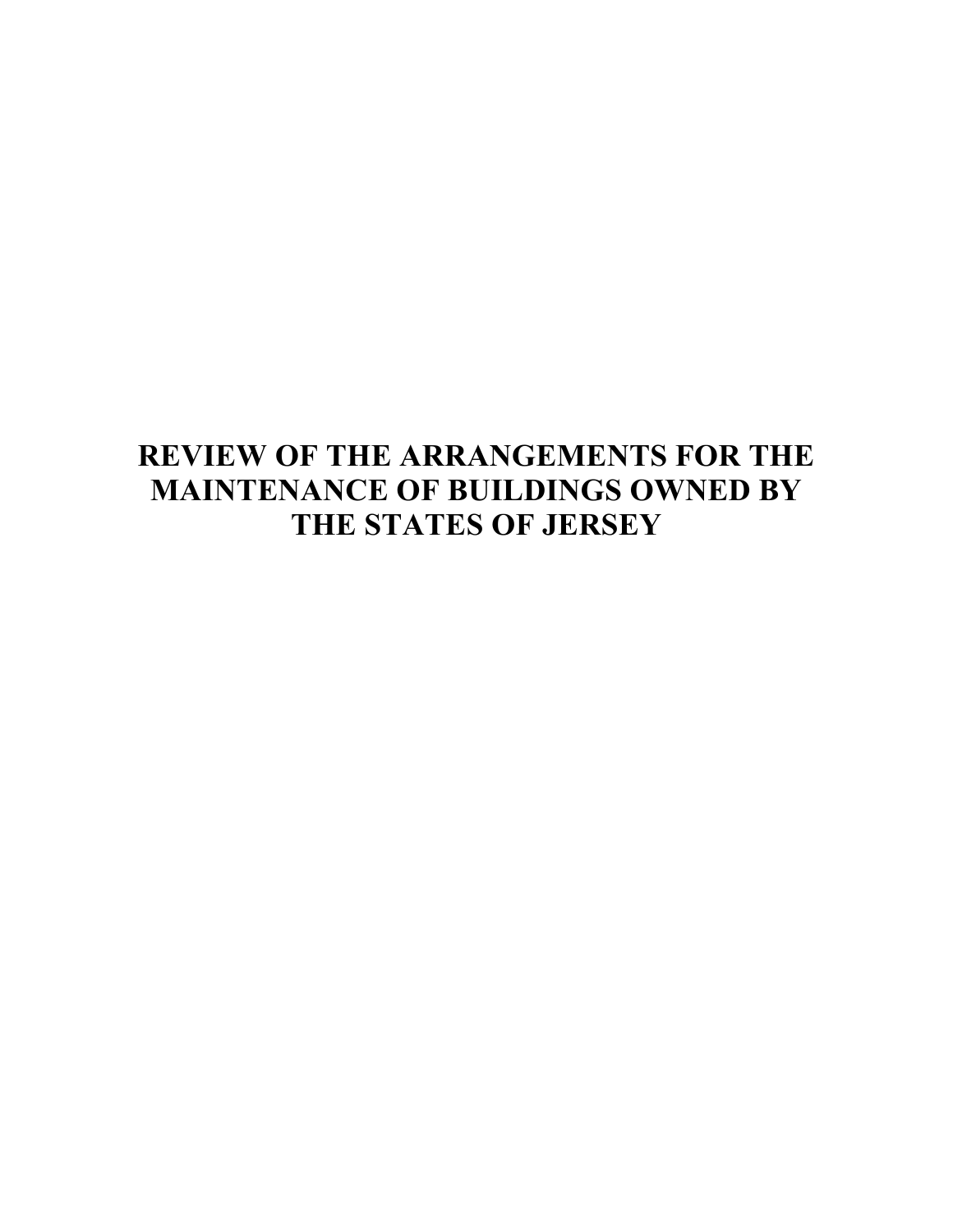# REVIEW OF THE ARRANGEMENTS FOR THE MAINTENANCE OF BUILDINGS OWNED BY THE STATES OF JERSEY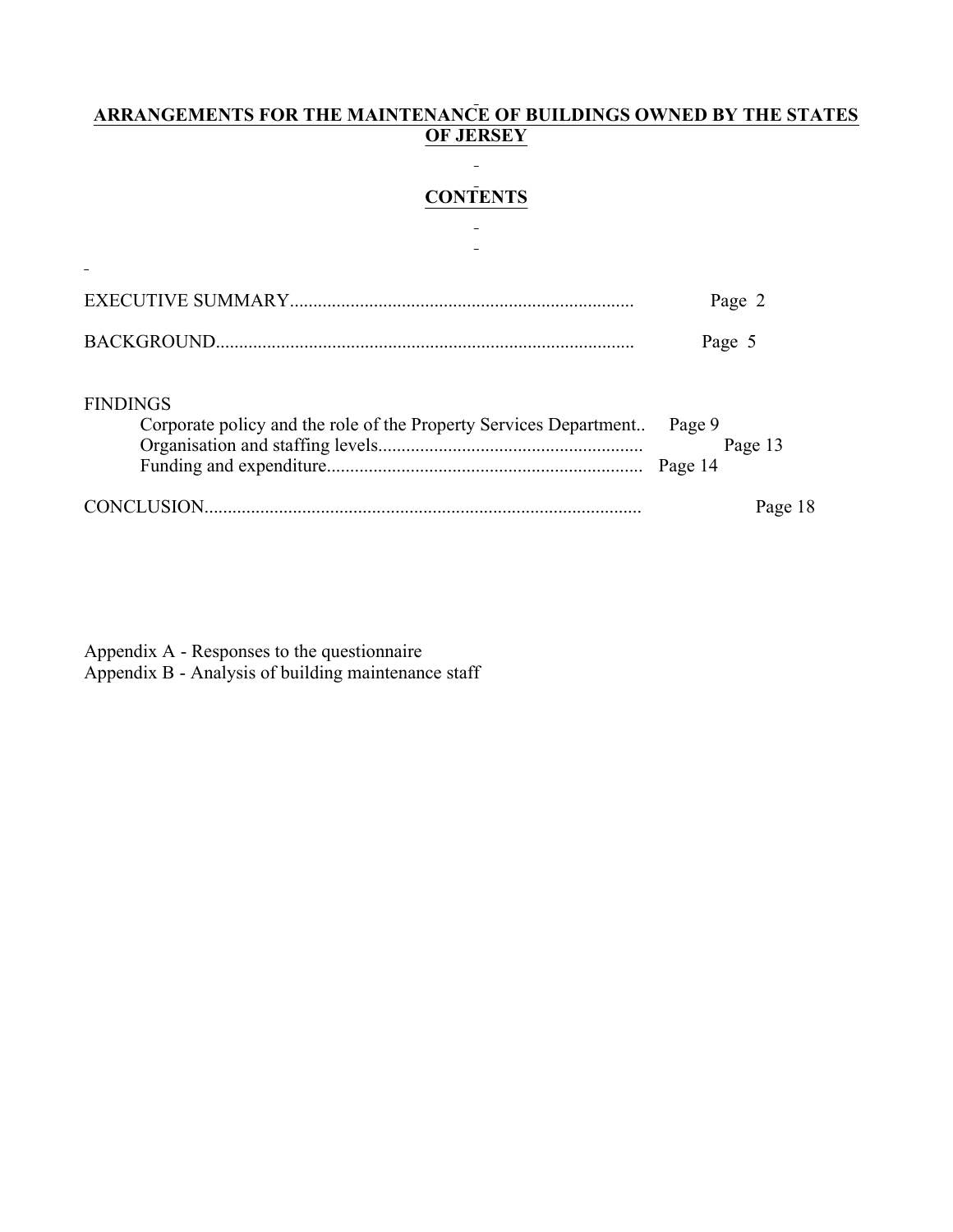# ARRANGEMENTS FOR THE MAINTENANCE OF BUILDINGS OWNED BY THE STATES OF JERSEY

## CONTENTS

EXECUTIVE SUMMARY.......................................................................... Page 2

BACKGROUND.......................................................................................... Page 5

FINDINGS

- Corporate policy and the role of the Property Services Department.. Page 9
- Organisation and staffing levels......................................................... Page 13
- Funding and expenditure.................................................................... Page 14

CONCLUSION.............................................................................................. Page 18

Appendix A - Responses to the questionnaire
Appendix B - Analysis of building maintenance staff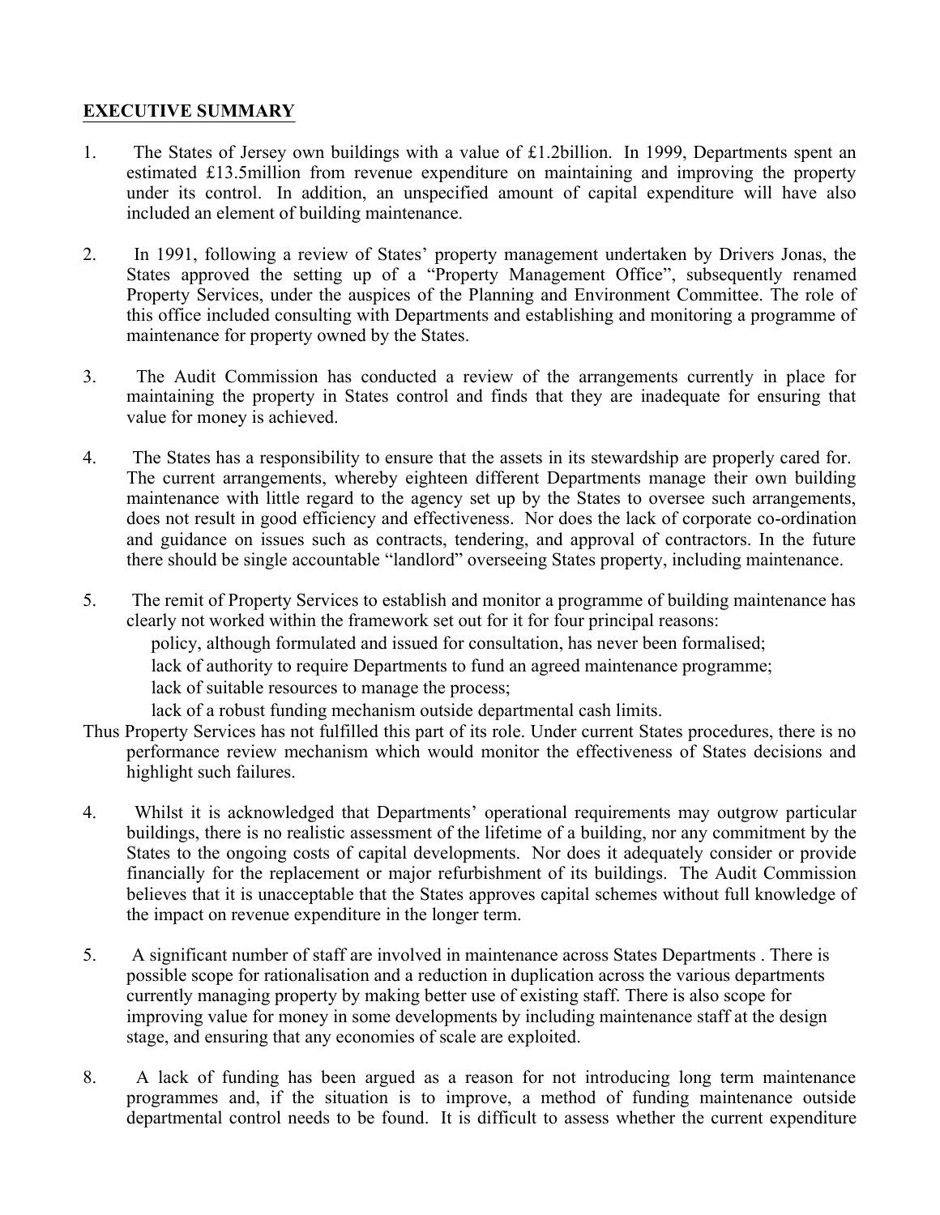**EXECUTIVE SUMMARY**

1. The States of Jersey own buildings with a value of £1.2billion. In 1999, Departments spent an estimated £13.5million from revenue expenditure on maintaining and improving the property under its control. In addition, an unspecified amount of capital expenditure will have also included an element of building maintenance.

2. In 1991, following a review of States' property management undertaken by Drivers Jonas, the States approved the setting up of a "Property Management Office", subsequently renamed Property Services, under the auspices of the Planning and Environment Committee. The role of this office included consulting with Departments and establishing and monitoring a programme of maintenance for property owned by the States.

3. The Audit Commission has conducted a review of the arrangements currently in place for maintaining the property in States control and finds that they are inadequate for ensuring that value for money is achieved.

4. The States has a responsibility to ensure that the assets in its stewardship are properly cared for. The current arrangements, whereby eighteen different Departments manage their own building maintenance with little regard to the agency set up by the States to oversee such arrangements, does not result in good efficiency and effectiveness. Nor does the lack of corporate co-ordination and guidance on issues such as contracts, tendering, and approval of contractors. In the future there should be single accountable "landlord" overseeing States property, including maintenance.

5. The remit of Property Services to establish and monitor a programme of building maintenance has clearly not worked within the framework set out for it for four principal reasons:
   - policy, although formulated and issued for consultation, has never been formalised;
   - lack of authority to require Departments to fund an agreed maintenance programme;
   - lack of suitable resources to manage the process;
   - lack of a robust funding mechanism outside departmental cash limits.

Thus Property Services has not fulfilled this part of its role. Under current States procedures, there is no performance review mechanism which would monitor the effectiveness of States decisions and highlight such failures.

4. Whilst it is acknowledged that Departments' operational requirements may outgrow particular buildings, there is no realistic assessment of the lifetime of a building, nor any commitment by the States to the ongoing costs of capital developments. Nor does it adequately consider or provide financially for the replacement or major refurbishment of its buildings. The Audit Commission believes that it is unacceptable that the States approves capital schemes without full knowledge of the impact on revenue expenditure in the longer term.

5. A significant number of staff are involved in maintenance across States Departments . There is possible scope for rationalisation and a reduction in duplication across the various departments currently managing property by making better use of existing staff. There is also scope for improving value for money in some developments by including maintenance staff at the design stage, and ensuring that any economies of scale are exploited.

8. A lack of funding has been argued as a reason for not introducing long term maintenance programmes and, if the situation is to improve, a method of funding maintenance outside departmental control needs to be found. It is difficult to assess whether the current expenditure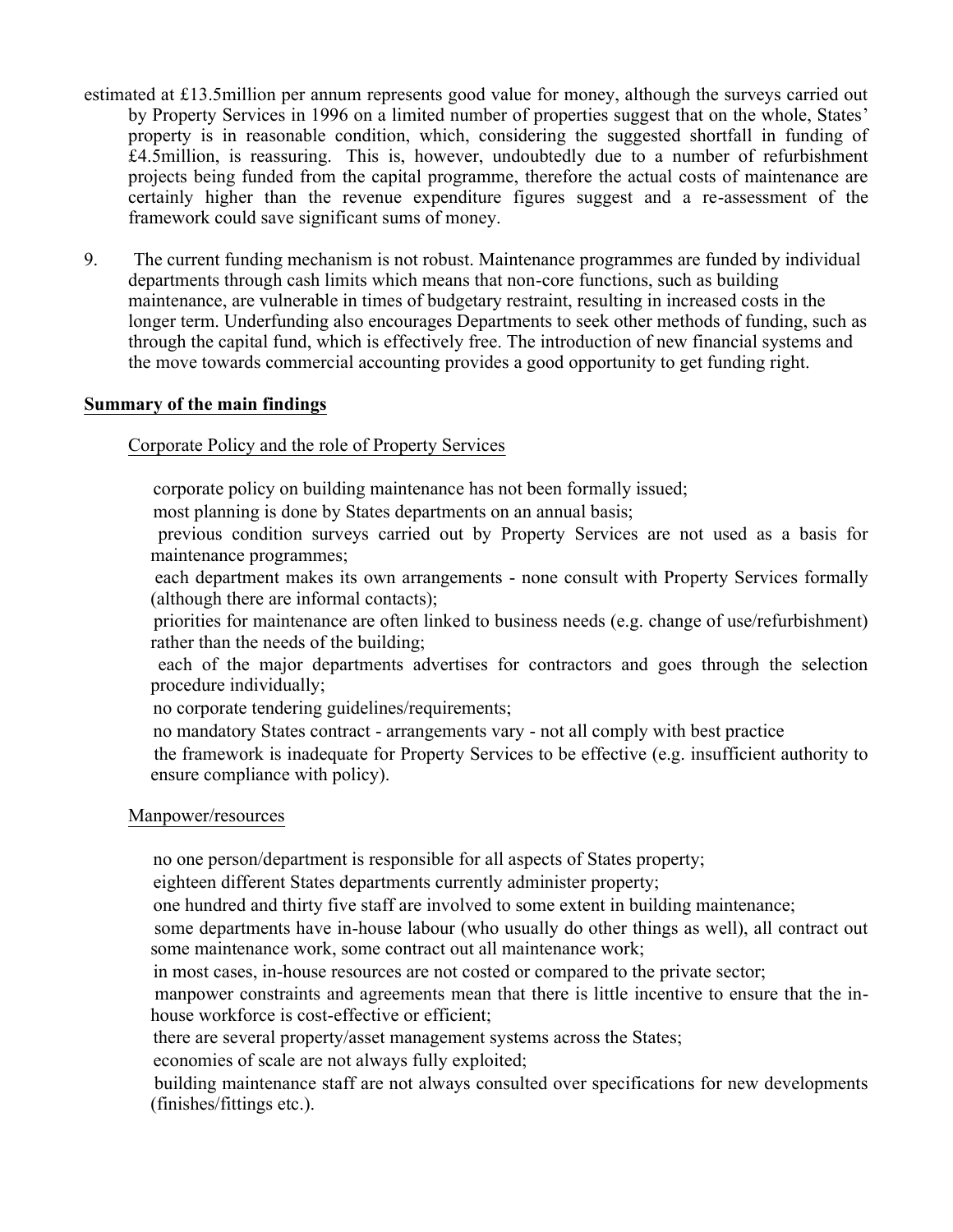estimated at £13.5million per annum represents good value for money, although the surveys carried out by Property Services in 1996 on a limited number of properties suggest that on the whole, States' property is in reasonable condition, which, considering the suggested shortfall in funding of £4.5million, is reassuring. This is, however, undoubtedly due to a number of refurbishment projects being funded from the capital programme, therefore the actual costs of maintenance are certainly higher than the revenue expenditure figures suggest and a re-assessment of the framework could save significant sums of money.

9. The current funding mechanism is not robust. Maintenance programmes are funded by individual departments through cash limits which means that non-core functions, such as building maintenance, are vulnerable in times of budgetary restraint, resulting in increased costs in the longer term. Underfunding also encourages Departments to seek other methods of funding, such as through the capital fund, which is effectively free. The introduction of new financial systems and the move towards commercial accounting provides a good opportunity to get funding right.

## Summary of the main findings

### Corporate Policy and the role of Property Services

- corporate policy on building maintenance has not been formally issued;
- most planning is done by States departments on an annual basis;
- previous condition surveys carried out by Property Services are not used as a basis for maintenance programmes;
- each department makes its own arrangements - none consult with Property Services formally (although there are informal contacts);
- priorities for maintenance are often linked to business needs (e.g. change of use/refurbishment) rather than the needs of the building;
- each of the major departments advertises for contractors and goes through the selection procedure individually;
- no corporate tendering guidelines/requirements;
- no mandatory States contract - arrangements vary - not all comply with best practice
- the framework is inadequate for Property Services to be effective (e.g. insufficient authority to ensure compliance with policy).

### Manpower/resources

- no one person/department is responsible for all aspects of States property;
- eighteen different States departments currently administer property;
- one hundred and thirty five staff are involved to some extent in building maintenance;
- some departments have in-house labour (who usually do other things as well), all contract out some maintenance work, some contract out all maintenance work;
- in most cases, in-house resources are not costed or compared to the private sector;
- manpower constraints and agreements mean that there is little incentive to ensure that the in-house workforce is cost-effective or efficient;
- there are several property/asset management systems across the States;
- economies of scale are not always fully exploited;
- building maintenance staff are not always consulted over specifications for new developments (finishes/fittings etc.).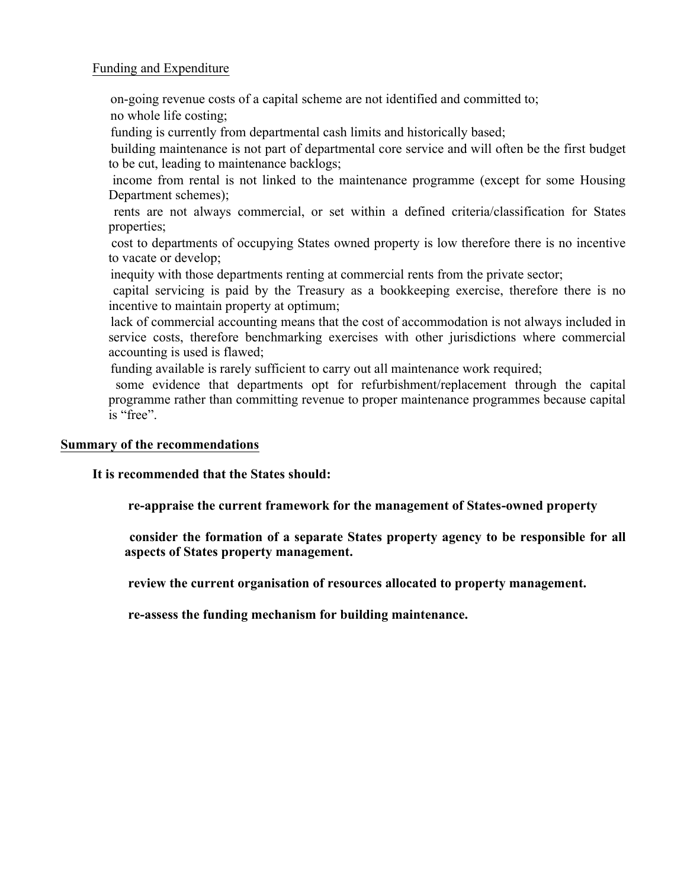Funding and Expenditure

- on-going revenue costs of a capital scheme are not identified and committed to;
- no whole life costing;
- funding is currently from departmental cash limits and historically based;
- building maintenance is not part of departmental core service and will often be the first budget to be cut, leading to maintenance backlogs;
- income from rental is not linked to the maintenance programme (except for some Housing Department schemes);
- rents are not always commercial, or set within a defined criteria/classification for States properties;
- cost to departments of occupying States owned property is low therefore there is no incentive to vacate or develop;
- inequity with those departments renting at commercial rents from the private sector;
- capital servicing is paid by the Treasury as a bookkeeping exercise, therefore there is no incentive to maintain property at optimum;
- lack of commercial accounting means that the cost of accommodation is not always included in service costs, therefore benchmarking exercises with other jurisdictions where commercial accounting is used is flawed;
- funding available is rarely sufficient to carry out all maintenance work required;
- some evidence that departments opt for refurbishment/replacement through the capital programme rather than committing revenue to proper maintenance programmes because capital is "free".

## Summary of the recommendations

**It is recommended that the States should:**

- **re-appraise the current framework for the management of States-owned property**
- **consider the formation of a separate States property agency to be responsible for all aspects of States property management.**
- **review the current organisation of resources allocated to property management.**
- **re-assess the funding mechanism for building maintenance.**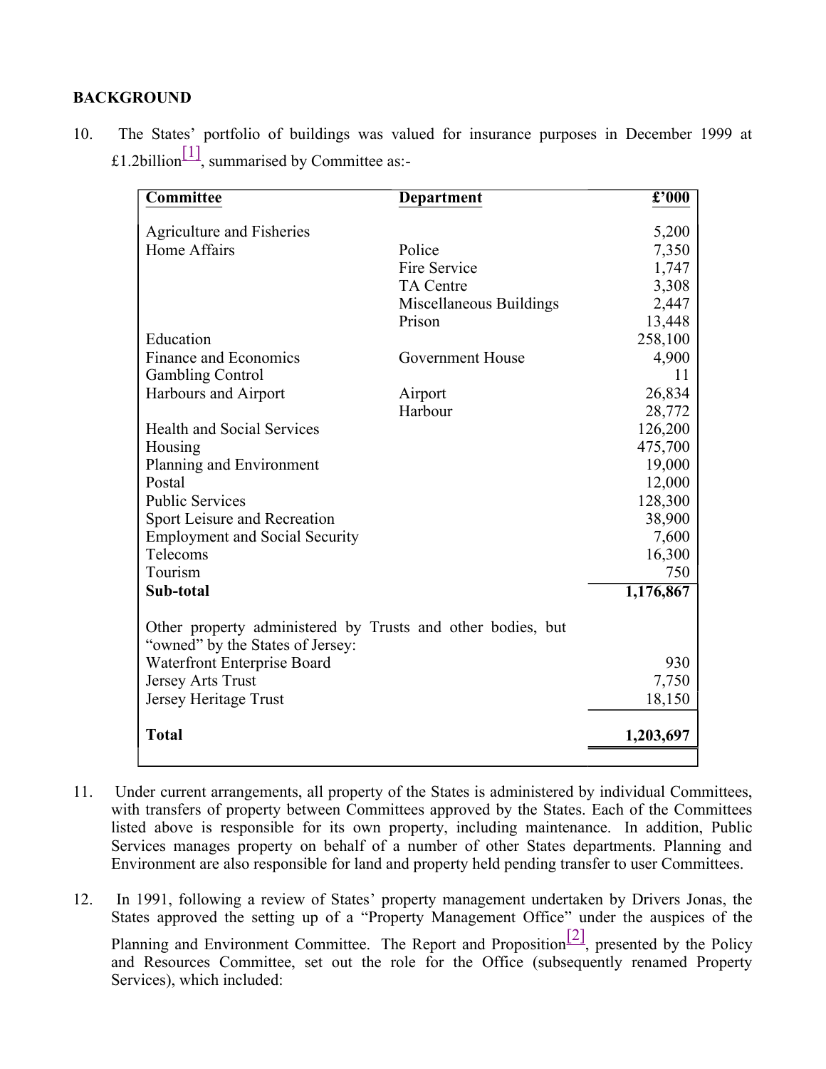**BACKGROUND**

10. The States' portfolio of buildings was valued for insurance purposes in December 1999 at £1.2billion[1], summarised by Committee as:-

| Committee | Department | £'000 |
|---|---|---|
| Agriculture and Fisheries | | 5,200 |
| Home Affairs | Police | 7,350 |
| | Fire Service | 1,747 |
| | TA Centre | 3,308 |
| | Miscellaneous Buildings | 2,447 |
| | Prison | 13,448 |
| Education | | 258,100 |
| Finance and Economics | Government House | 4,900 |
| Gambling Control | | 11 |
| Harbours and Airport | Airport | 26,834 |
| | Harbour | 28,772 |
| Health and Social Services | | 126,200 |
| Housing | | 475,700 |
| Planning and Environment | | 19,000 |
| Postal | | 12,000 |
| Public Services | | 128,300 |
| Sport Leisure and Recreation | | 38,900 |
| Employment and Social Security | | 7,600 |
| Telecoms | | 16,300 |
| Tourism | | 750 |
| **Sub-total** | | **1,176,867** |
| Other property administered by Trusts and other bodies, but "owned" by the States of Jersey: | | |
| Waterfront Enterprise Board | | 930 |
| Jersey Arts Trust | | 7,750 |
| Jersey Heritage Trust | | 18,150 |
| **Total** | | **1,203,697** |

11. Under current arrangements, all property of the States is administered by individual Committees, with transfers of property between Committees approved by the States. Each of the Committees listed above is responsible for its own property, including maintenance. In addition, Public Services manages property on behalf of a number of other States departments. Planning and Environment are also responsible for land and property held pending transfer to user Committees.

12. In 1991, following a review of States' property management undertaken by Drivers Jonas, the States approved the setting up of a "Property Management Office" under the auspices of the Planning and Environment Committee. The Report and Proposition[2], presented by the Policy and Resources Committee, set out the role for the Office (subsequently renamed Property Services), which included: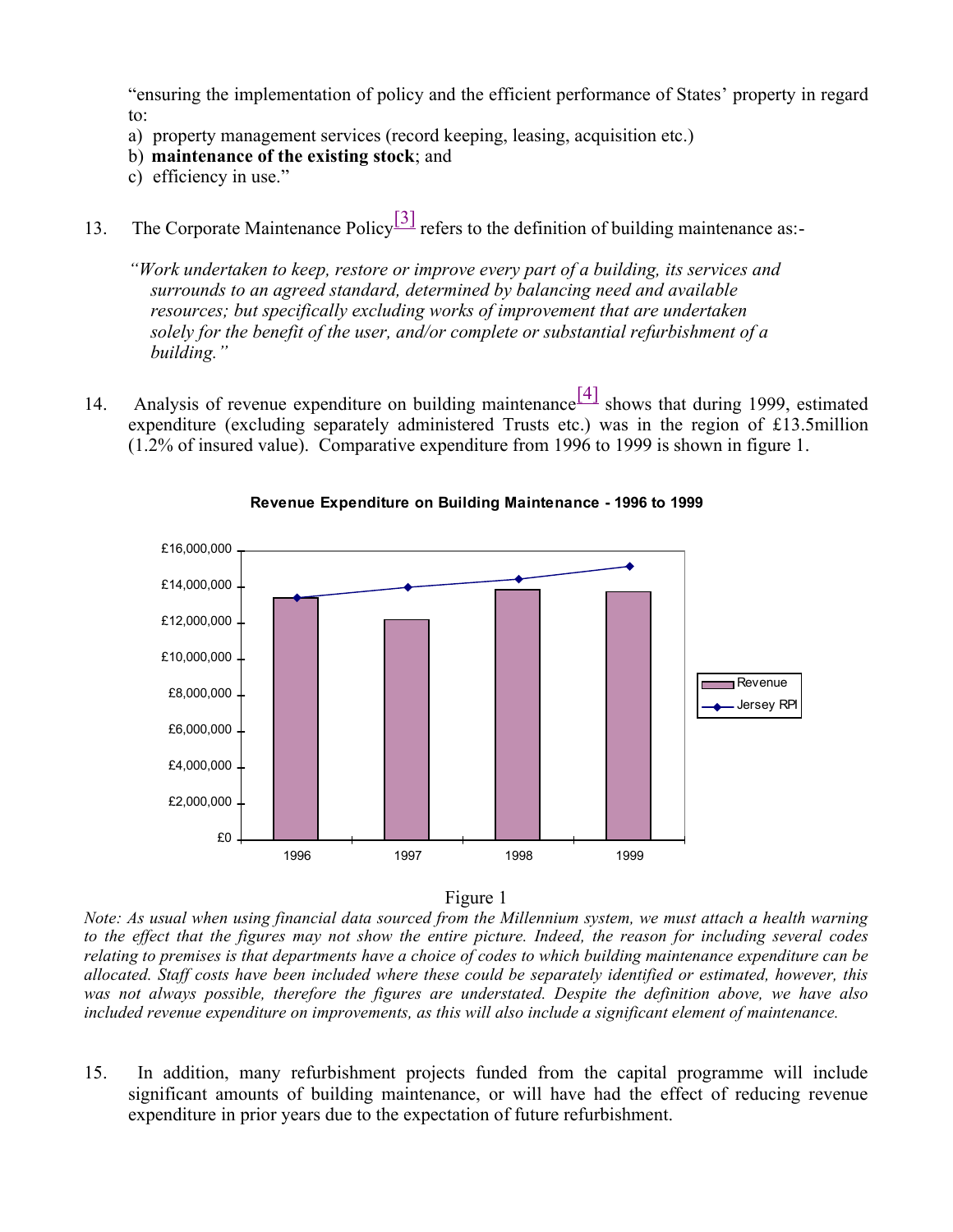"ensuring the implementation of policy and the efficient performance of States' property in regard to:

a) property management services (record keeping, leasing, acquisition etc.)
b) **maintenance of the existing stock**; and
c) efficiency in use."

13. The Corporate Maintenance Policy[3] refers to the definition of building maintenance as:-

*"Work undertaken to keep, restore or improve every part of a building, its services and surrounds to an agreed standard, determined by balancing need and available resources; but specifically excluding works of improvement that are undertaken solely for the benefit of the user, and/or complete or substantial refurbishment of a building."*

14. Analysis of revenue expenditure on building maintenance[4] shows that during 1999, estimated expenditure (excluding separately administered Trusts etc.) was in the region of £13.5million (1.2% of insured value). Comparative expenditure from 1996 to 1999 is shown in figure 1.

**Revenue Expenditure on Building Maintenance - 1996 to 1999**

Figure 1

*Note: As usual when using financial data sourced from the Millennium system, we must attach a health warning to the effect that the figures may not show the entire picture. Indeed, the reason for including several codes relating to premises is that departments have a choice of codes to which building maintenance expenditure can be allocated. Staff costs have been included where these could be separately identified or estimated, however, this was not always possible, therefore the figures are understated. Despite the definition above, we have also included revenue expenditure on improvements, as this will also include a significant element of maintenance.*

15. In addition, many refurbishment projects funded from the capital programme will include significant amounts of building maintenance, or will have had the effect of reducing revenue expenditure in prior years due to the expectation of future refurbishment.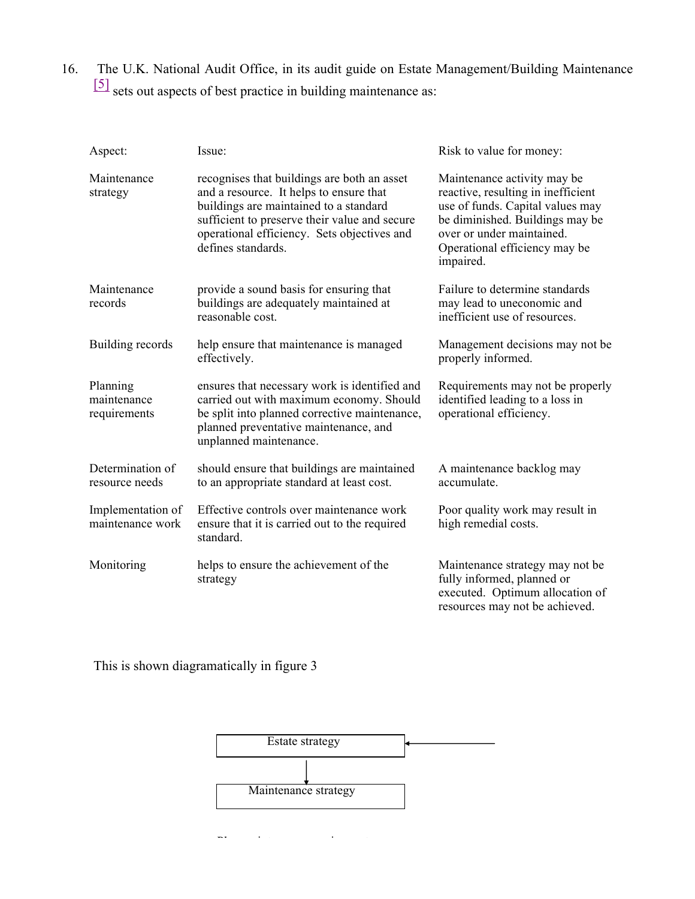16. The U.K. National Audit Office, in its audit guide on Estate Management/Building Maintenance [5] sets out aspects of best practice in building maintenance as:

| Aspect: | Issue: | Risk to value for money: |
|---|---|---|
| Maintenance strategy | recognises that buildings are both an asset and a resource. It helps to ensure that buildings are maintained to a standard sufficient to preserve their value and secure operational efficiency. Sets objectives and defines standards. | Maintenance activity may be reactive, resulting in inefficient use of funds. Capital values may be diminished. Buildings may be over or under maintained. Operational efficiency may be impaired. |
| Maintenance records | provide a sound basis for ensuring that buildings are adequately maintained at reasonable cost. | Failure to determine standards may lead to uneconomic and inefficient use of resources. |
| Building records | help ensure that maintenance is managed effectively. | Management decisions may not be properly informed. |
| Planning maintenance requirements | ensures that necessary work is identified and carried out with maximum economy. Should be split into planned corrective maintenance, planned preventative maintenance, and unplanned maintenance. | Requirements may not be properly identified leading to a loss in operational efficiency. |
| Determination of resource needs | should ensure that buildings are maintained to an appropriate standard at least cost. | A maintenance backlog may accumulate. |
| Implementation of maintenance work | Effective controls over maintenance work ensure that it is carried out to the required standard. | Poor quality work may result in high remedial costs. |
| Monitoring | helps to ensure the achievement of the strategy | Maintenance strategy may not be fully informed, planned or executed. Optimum allocation of resources may not be achieved. |

This is shown diagramatically in figure 3

Estate strategy

Maintenance strategy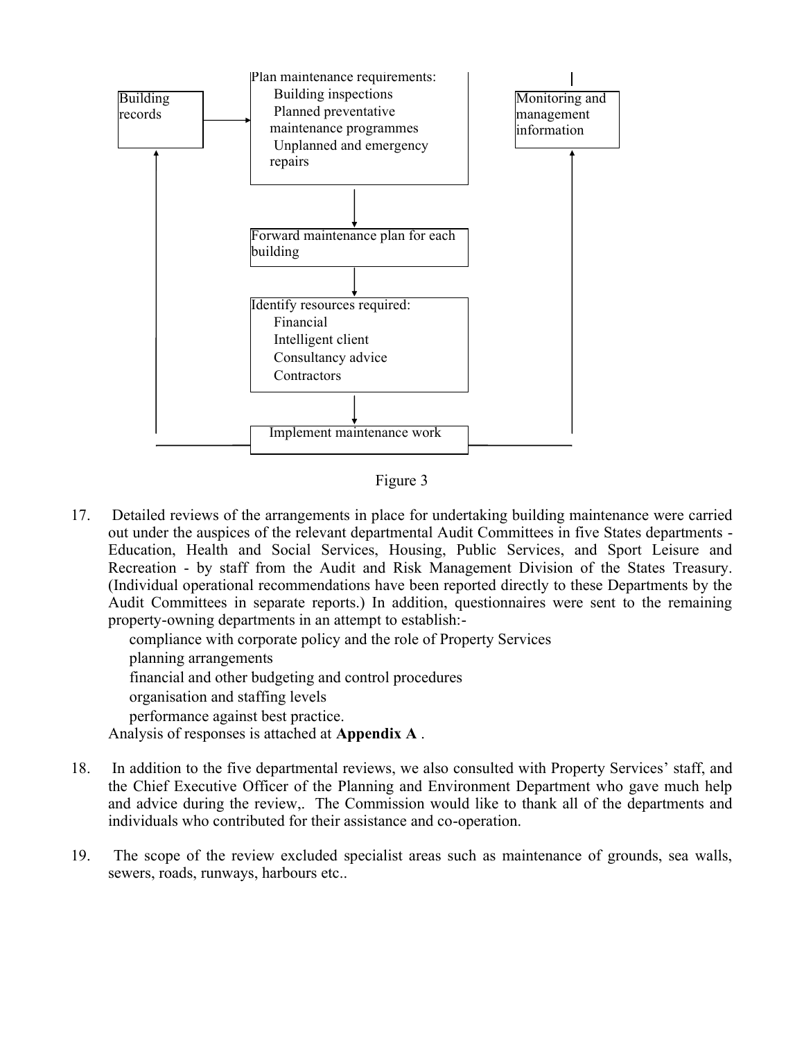Building records

Plan maintenance requirements:
- Building inspections
- Planned preventative maintenance programmes
- Unplanned and emergency repairs

Monitoring and management information

Forward maintenance plan for each building

Identify resources required:
- Financial
- Intelligent client
- Consultancy advice
- Contractors

Implement maintenance work

Figure 3

17. Detailed reviews of the arrangements in place for undertaking building maintenance were carried out under the auspices of the relevant departmental Audit Committees in five States departments - Education, Health and Social Services, Housing, Public Services, and Sport Leisure and Recreation - by staff from the Audit and Risk Management Division of the States Treasury. (Individual operational recommendations have been reported directly to these Departments by the Audit Committees in separate reports.) In addition, questionnaires were sent to the remaining property-owning departments in an attempt to establish:-
    - compliance with corporate policy and the role of Property Services
    - planning arrangements
    - financial and other budgeting and control procedures
    - organisation and staffing levels
    - performance against best practice.

    Analysis of responses is attached at **Appendix A** .

18. In addition to the five departmental reviews, we also consulted with Property Services' staff, and the Chief Executive Officer of the Planning and Environment Department who gave much help and advice during the review,. The Commission would like to thank all of the departments and individuals who contributed for their assistance and co-operation.

19. The scope of the review excluded specialist areas such as maintenance of grounds, sea walls, sewers, roads, runways, harbours etc..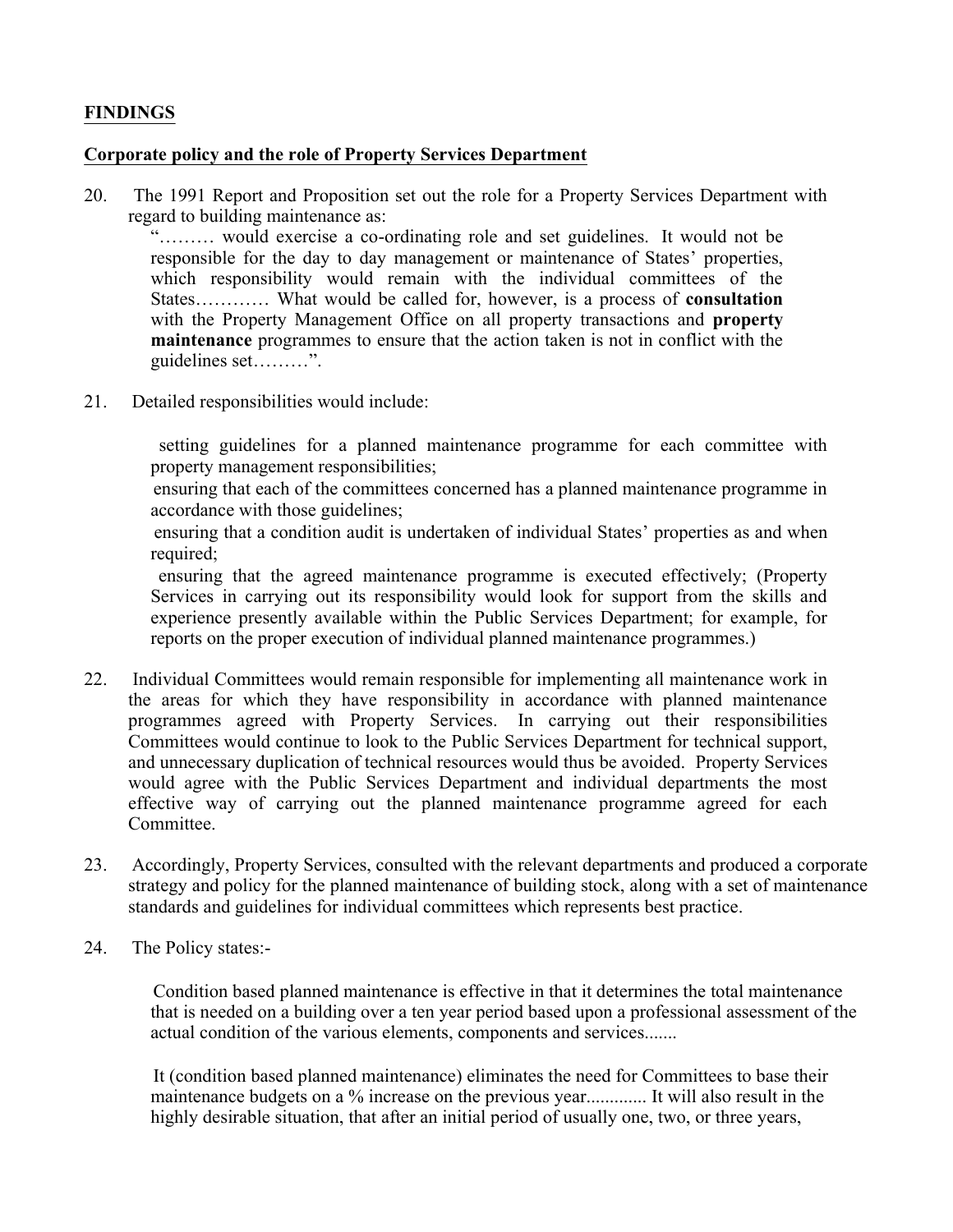## FINDINGS

### Corporate policy and the role of Property Services Department

20. The 1991 Report and Proposition set out the role for a Property Services Department with regard to building maintenance as:

> "……… would exercise a co-ordinating role and set guidelines. It would not be responsible for the day to day management or maintenance of States' properties, which responsibility would remain with the individual committees of the States………… What would be called for, however, is a process of **consultation** with the Property Management Office on all property transactions and **property maintenance** programmes to ensure that the action taken is not in conflict with the guidelines set………".

21. Detailed responsibilities would include:

    - setting guidelines for a planned maintenance programme for each committee with property management responsibilities;
    - ensuring that each of the committees concerned has a planned maintenance programme in accordance with those guidelines;
    - ensuring that a condition audit is undertaken of individual States' properties as and when required;
    - ensuring that the agreed maintenance programme is executed effectively; (Property Services in carrying out its responsibility would look for support from the skills and experience presently available within the Public Services Department; for example, for reports on the proper execution of individual planned maintenance programmes.)

22. Individual Committees would remain responsible for implementing all maintenance work in the areas for which they have responsibility in accordance with planned maintenance programmes agreed with Property Services. In carrying out their responsibilities Committees would continue to look to the Public Services Department for technical support, and unnecessary duplication of technical resources would thus be avoided. Property Services would agree with the Public Services Department and individual departments the most effective way of carrying out the planned maintenance programme agreed for each Committee.

23. Accordingly, Property Services, consulted with the relevant departments and produced a corporate strategy and policy for the planned maintenance of building stock, along with a set of maintenance standards and guidelines for individual committees which represents best practice.

24. The Policy states:-

    Condition based planned maintenance is effective in that it determines the total maintenance that is needed on a building over a ten year period based upon a professional assessment of the actual condition of the various elements, components and services.......

    It (condition based planned maintenance) eliminates the need for Committees to base their maintenance budgets on a % increase on the previous year............. It will also result in the highly desirable situation, that after an initial period of usually one, two, or three years,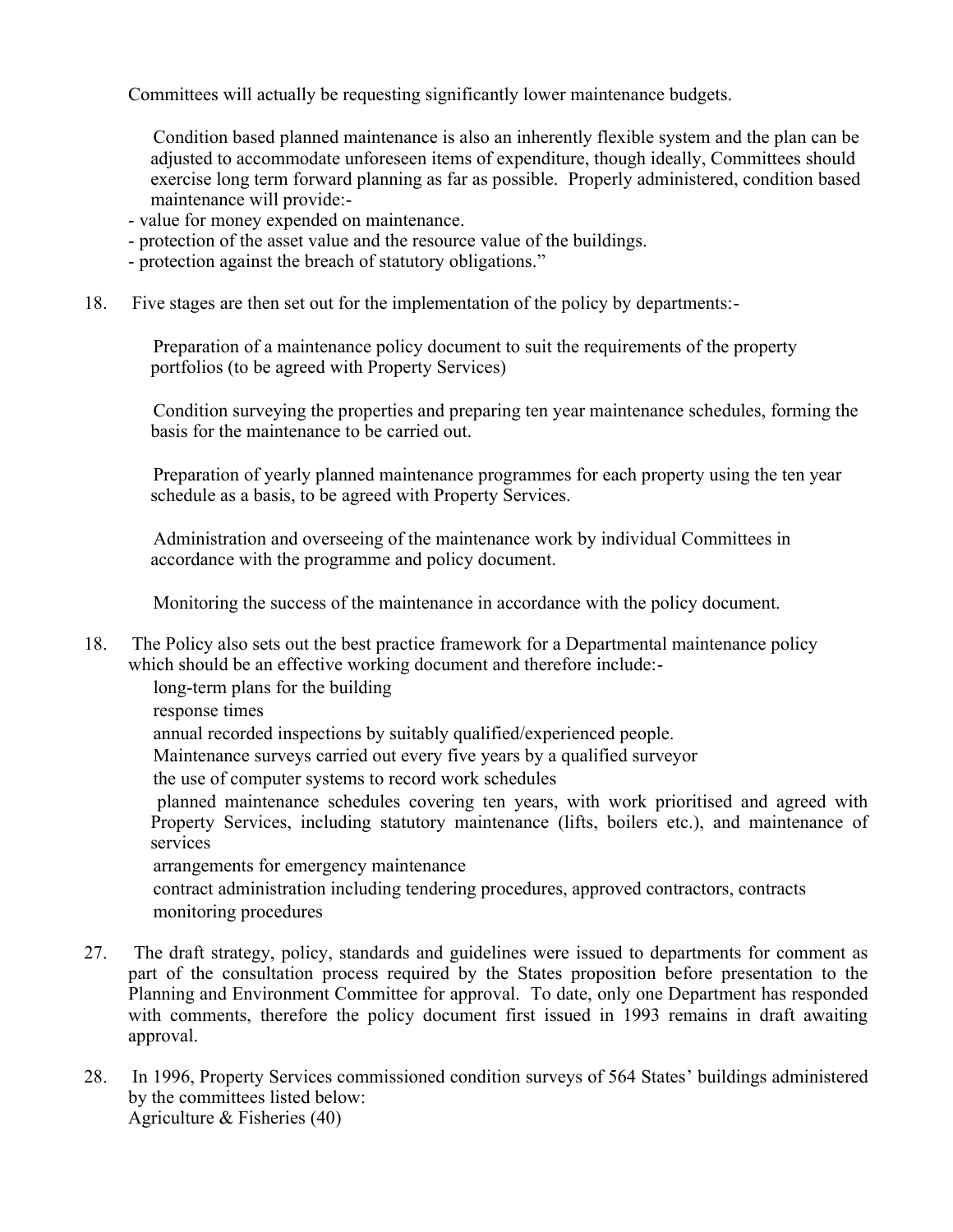Committees will actually be requesting significantly lower maintenance budgets.

Condition based planned maintenance is also an inherently flexible system and the plan can be adjusted to accommodate unforeseen items of expenditure, though ideally, Committees should exercise long term forward planning as far as possible. Properly administered, condition based maintenance will provide:-

- value for money expended on maintenance.
- protection of the asset value and the resource value of the buildings.
- protection against the breach of statutory obligations."

18. Five stages are then set out for the implementation of the policy by departments:-

Preparation of a maintenance policy document to suit the requirements of the property portfolios (to be agreed with Property Services)

Condition surveying the properties and preparing ten year maintenance schedules, forming the basis for the maintenance to be carried out.

Preparation of yearly planned maintenance programmes for each property using the ten year schedule as a basis, to be agreed with Property Services.

Administration and overseeing of the maintenance work by individual Committees in accordance with the programme and policy document.

Monitoring the success of the maintenance in accordance with the policy document.

18. The Policy also sets out the best practice framework for a Departmental maintenance policy which should be an effective working document and therefore include:-

long-term plans for the building

response times

annual recorded inspections by suitably qualified/experienced people.

Maintenance surveys carried out every five years by a qualified surveyor

the use of computer systems to record work schedules

planned maintenance schedules covering ten years, with work prioritised and agreed with Property Services, including statutory maintenance (lifts, boilers etc.), and maintenance of services

arrangements for emergency maintenance

contract administration including tendering procedures, approved contractors, contracts monitoring procedures

27. The draft strategy, policy, standards and guidelines were issued to departments for comment as part of the consultation process required by the States proposition before presentation to the Planning and Environment Committee for approval. To date, only one Department has responded with comments, therefore the policy document first issued in 1993 remains in draft awaiting approval.

28. In 1996, Property Services commissioned condition surveys of 564 States' buildings administered by the committees listed below:
Agriculture & Fisheries (40)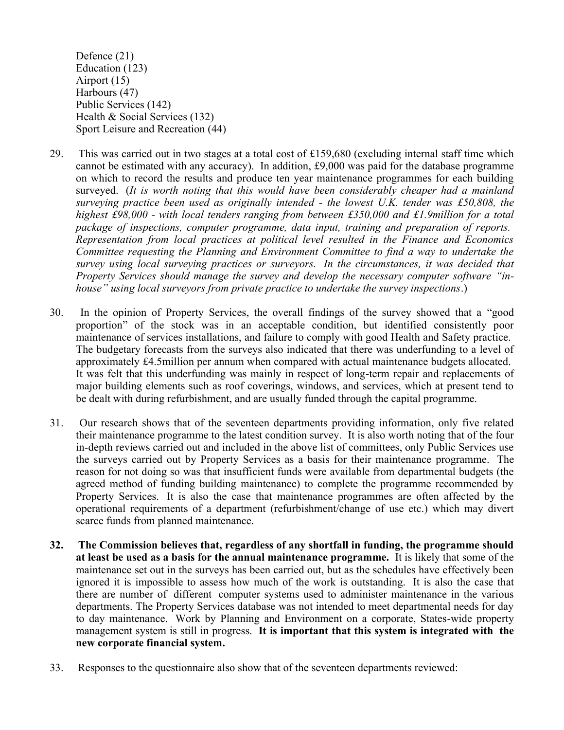Defence (21)
Education (123)
Airport (15)
Harbours (47)
Public Services (142)
Health & Social Services (132)
Sport Leisure and Recreation (44)

29. This was carried out in two stages at a total cost of £159,680 (excluding internal staff time which cannot be estimated with any accuracy). In addition, £9,000 was paid for the database programme on which to record the results and produce ten year maintenance programmes for each building surveyed. (*It is worth noting that this would have been considerably cheaper had a mainland surveying practice been used as originally intended - the lowest U.K. tender was £50,808, the highest £98,000 - with local tenders ranging from between £350,000 and £1.9million for a total package of inspections, computer programme, data input, training and preparation of reports. Representation from local practices at political level resulted in the Finance and Economics Committee requesting the Planning and Environment Committee to find a way to undertake the survey using local surveying practices or surveyors. In the circumstances, it was decided that Property Services should manage the survey and develop the necessary computer software "in-house" using local surveyors from private practice to undertake the survey inspections*.)

30. In the opinion of Property Services, the overall findings of the survey showed that a "good proportion" of the stock was in an acceptable condition, but identified consistently poor maintenance of services installations, and failure to comply with good Health and Safety practice. The budgetary forecasts from the surveys also indicated that there was underfunding to a level of approximately £4.5million per annum when compared with actual maintenance budgets allocated. It was felt that this underfunding was mainly in respect of long-term repair and replacements of major building elements such as roof coverings, windows, and services, which at present tend to be dealt with during refurbishment, and are usually funded through the capital programme.

31. Our research shows that of the seventeen departments providing information, only five related their maintenance programme to the latest condition survey. It is also worth noting that of the four in-depth reviews carried out and included in the above list of committees, only Public Services use the surveys carried out by Property Services as a basis for their maintenance programme. The reason for not doing so was that insufficient funds were available from departmental budgets (the agreed method of funding building maintenance) to complete the programme recommended by Property Services. It is also the case that maintenance programmes are often affected by the operational requirements of a department (refurbishment/change of use etc.) which may divert scarce funds from planned maintenance.

**32. The Commission believes that, regardless of any shortfall in funding, the programme should at least be used as a basis for the annual maintenance programme.** It is likely that some of the maintenance set out in the surveys has been carried out, but as the schedules have effectively been ignored it is impossible to assess how much of the work is outstanding. It is also the case that there are number of different computer systems used to administer maintenance in the various departments. The Property Services database was not intended to meet departmental needs for day to day maintenance. Work by Planning and Environment on a corporate, States-wide property management system is still in progress. **It is important that this system is integrated with the new corporate financial system.**

33. Responses to the questionnaire also show that of the seventeen departments reviewed: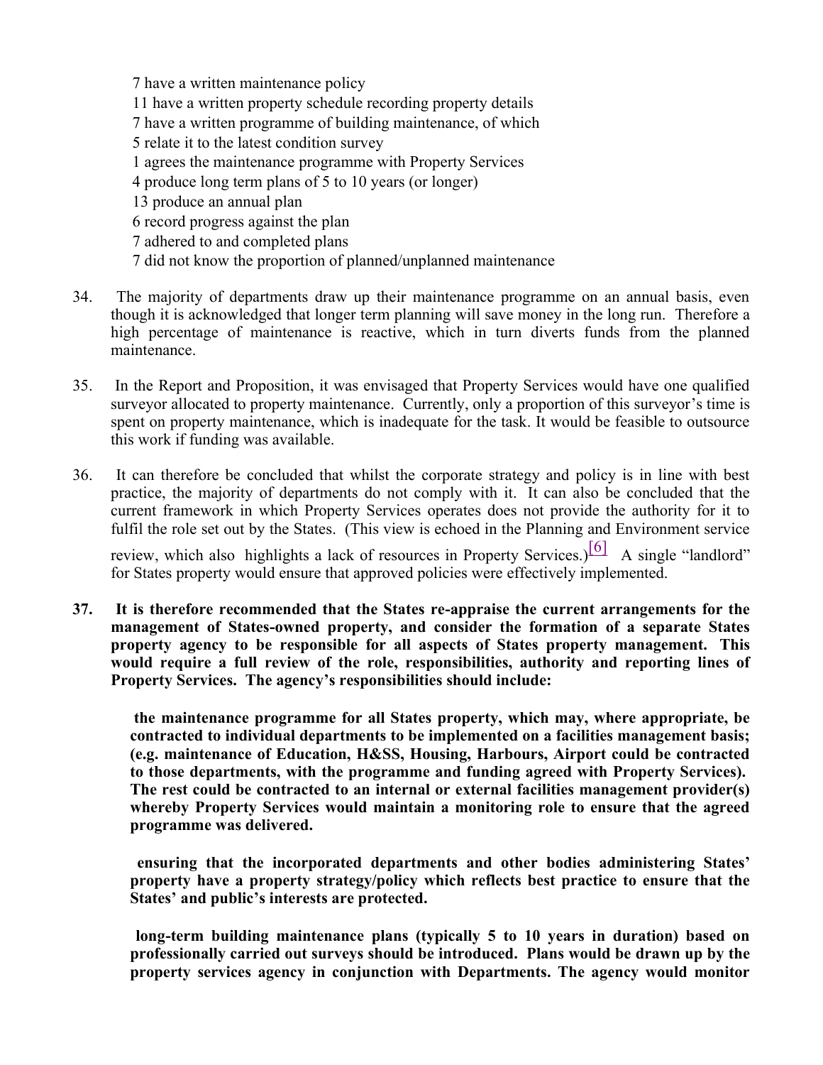7 have a written maintenance policy
11 have a written property schedule recording property details
7 have a written programme of building maintenance, of which
5 relate it to the latest condition survey
1 agrees the maintenance programme with Property Services
4 produce long term plans of 5 to 10 years (or longer)
13 produce an annual plan
6 record progress against the plan
7 adhered to and completed plans
7 did not know the proportion of planned/unplanned maintenance

34. The majority of departments draw up their maintenance programme on an annual basis, even though it is acknowledged that longer term planning will save money in the long run. Therefore a high percentage of maintenance is reactive, which in turn diverts funds from the planned maintenance.

35. In the Report and Proposition, it was envisaged that Property Services would have one qualified surveyor allocated to property maintenance. Currently, only a proportion of this surveyor's time is spent on property maintenance, which is inadequate for the task. It would be feasible to outsource this work if funding was available.

36. It can therefore be concluded that whilst the corporate strategy and policy is in line with best practice, the majority of departments do not comply with it. It can also be concluded that the current framework in which Property Services operates does not provide the authority for it to fulfil the role set out by the States. (This view is echoed in the Planning and Environment service review, which also highlights a lack of resources in Property Services.)[6] A single "landlord" for States property would ensure that approved policies were effectively implemented.

**37. It is therefore recommended that the States re-appraise the current arrangements for the management of States-owned property, and consider the formation of a separate States property agency to be responsible for all aspects of States property management. This would require a full review of the role, responsibilities, authority and reporting lines of Property Services. The agency's responsibilities should include:**

**the maintenance programme for all States property, which may, where appropriate, be contracted to individual departments to be implemented on a facilities management basis; (e.g. maintenance of Education, H&SS, Housing, Harbours, Airport could be contracted to those departments, with the programme and funding agreed with Property Services). The rest could be contracted to an internal or external facilities management provider(s) whereby Property Services would maintain a monitoring role to ensure that the agreed programme was delivered.**

**ensuring that the incorporated departments and other bodies administering States' property have a property strategy/policy which reflects best practice to ensure that the States' and public's interests are protected.**

**long-term building maintenance plans (typically 5 to 10 years in duration) based on professionally carried out surveys should be introduced. Plans would be drawn up by the property services agency in conjunction with Departments. The agency would monitor**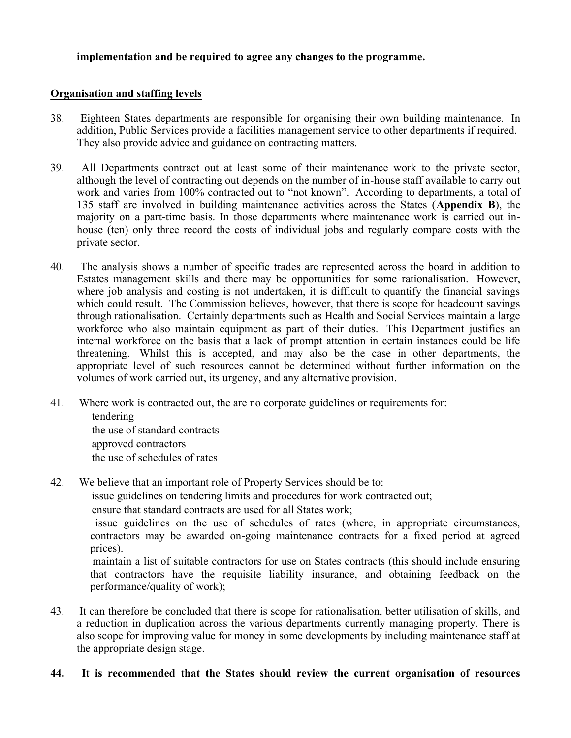**implementation and be required to agree any changes to the programme.**

<u>**Organisation and staffing levels**</u>

38. Eighteen States departments are responsible for organising their own building maintenance. In addition, Public Services provide a facilities management service to other departments if required. They also provide advice and guidance on contracting matters.

39. All Departments contract out at least some of their maintenance work to the private sector, although the level of contracting out depends on the number of in-house staff available to carry out work and varies from 100% contracted out to "not known". According to departments, a total of 135 staff are involved in building maintenance activities across the States (**Appendix B**), the majority on a part-time basis. In those departments where maintenance work is carried out in-house (ten) only three record the costs of individual jobs and regularly compare costs with the private sector.

40. The analysis shows a number of specific trades are represented across the board in addition to Estates management skills and there may be opportunities for some rationalisation. However, where job analysis and costing is not undertaken, it is difficult to quantify the financial savings which could result. The Commission believes, however, that there is scope for headcount savings through rationalisation. Certainly departments such as Health and Social Services maintain a large workforce who also maintain equipment as part of their duties. This Department justifies an internal workforce on the basis that a lack of prompt attention in certain instances could be life threatening. Whilst this is accepted, and may also be the case in other departments, the appropriate level of such resources cannot be determined without further information on the volumes of work carried out, its urgency, and any alternative provision.

41. Where work is contracted out, the are no corporate guidelines or requirements for:
    - tendering
    - the use of standard contracts
    - approved contractors
    - the use of schedules of rates

42. We believe that an important role of Property Services should be to:
    - issue guidelines on tendering limits and procedures for work contracted out;
    - ensure that standard contracts are used for all States work;
    - issue guidelines on the use of schedules of rates (where, in appropriate circumstances, contractors may be awarded on-going maintenance contracts for a fixed period at agreed prices).
    - maintain a list of suitable contractors for use on States contracts (this should include ensuring that contractors have the requisite liability insurance, and obtaining feedback on the performance/quality of work);

43. It can therefore be concluded that there is scope for rationalisation, better utilisation of skills, and a reduction in duplication across the various departments currently managing property. There is also scope for improving value for money in some developments by including maintenance staff at the appropriate design stage.

**44. It is recommended that the States should review the current organisation of resources**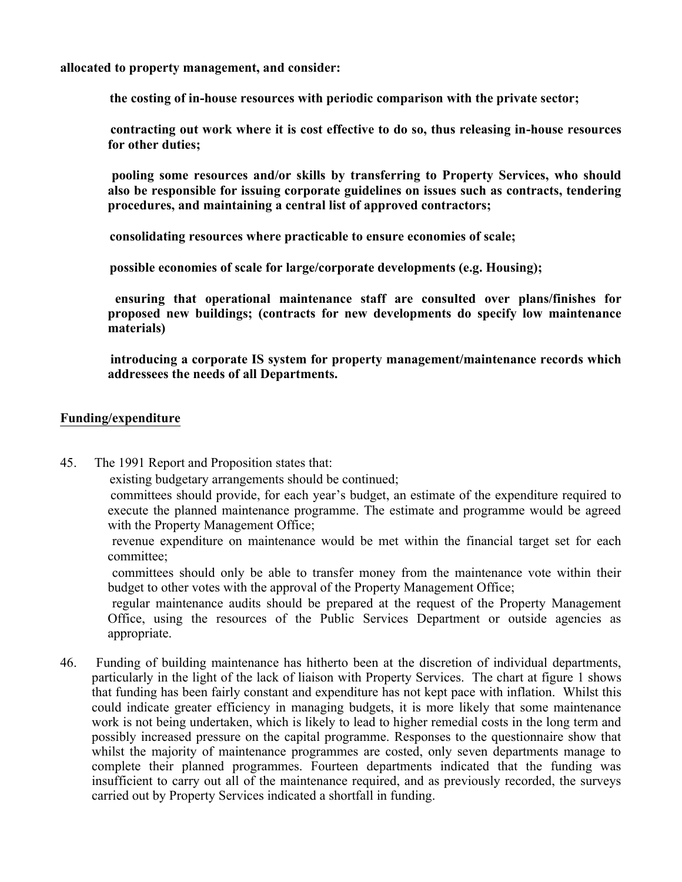**allocated to property management, and consider:**

- **the costing of in-house resources with periodic comparison with the private sector;**
- **contracting out work where it is cost effective to do so, thus releasing in-house resources for other duties;**
- **pooling some resources and/or skills by transferring to Property Services, who should also be responsible for issuing corporate guidelines on issues such as contracts, tendering procedures, and maintaining a central list of approved contractors;**
- **consolidating resources where practicable to ensure economies of scale;**
- **possible economies of scale for large/corporate developments (e.g. Housing);**
- **ensuring that operational maintenance staff are consulted over plans/finishes for proposed new buildings; (contracts for new developments do specify low maintenance materials)**
- **introducing a corporate IS system for property management/maintenance records which addressees the needs of all Departments.**

## Funding/expenditure

45. The 1991 Report and Proposition states that:
    - existing budgetary arrangements should be continued;
    - committees should provide, for each year's budget, an estimate of the expenditure required to execute the planned maintenance programme. The estimate and programme would be agreed with the Property Management Office;
    - revenue expenditure on maintenance would be met within the financial target set for each committee;
    - committees should only be able to transfer money from the maintenance vote within their budget to other votes with the approval of the Property Management Office;
    - regular maintenance audits should be prepared at the request of the Property Management Office, using the resources of the Public Services Department or outside agencies as appropriate.

46. Funding of building maintenance has hitherto been at the discretion of individual departments, particularly in the light of the lack of liaison with Property Services. The chart at figure 1 shows that funding has been fairly constant and expenditure has not kept pace with inflation. Whilst this could indicate greater efficiency in managing budgets, it is more likely that some maintenance work is not being undertaken, which is likely to lead to higher remedial costs in the long term and possibly increased pressure on the capital programme. Responses to the questionnaire show that whilst the majority of maintenance programmes are costed, only seven departments manage to complete their planned programmes. Fourteen departments indicated that the funding was insufficient to carry out all of the maintenance required, and as previously recorded, the surveys carried out by Property Services indicated a shortfall in funding.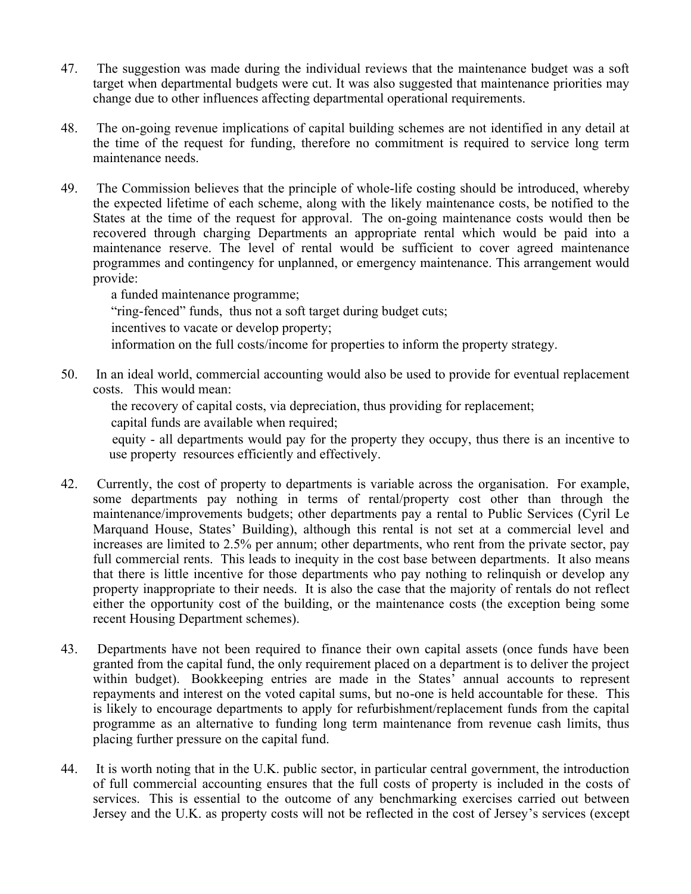47. The suggestion was made during the individual reviews that the maintenance budget was a soft target when departmental budgets were cut. It was also suggested that maintenance priorities may change due to other influences affecting departmental operational requirements.

48. The on-going revenue implications of capital building schemes are not identified in any detail at the time of the request for funding, therefore no commitment is required to service long term maintenance needs.

49. The Commission believes that the principle of whole-life costing should be introduced, whereby the expected lifetime of each scheme, along with the likely maintenance costs, be notified to the States at the time of the request for approval. The on-going maintenance costs would then be recovered through charging Departments an appropriate rental which would be paid into a maintenance reserve. The level of rental would be sufficient to cover agreed maintenance programmes and contingency for unplanned, or emergency maintenance. This arrangement would provide:

   a funded maintenance programme;

   "ring-fenced" funds, thus not a soft target during budget cuts;

   incentives to vacate or develop property;

   information on the full costs/income for properties to inform the property strategy.

50. In an ideal world, commercial accounting would also be used to provide for eventual replacement costs. This would mean:

   the recovery of capital costs, via depreciation, thus providing for replacement;

   capital funds are available when required;

   equity - all departments would pay for the property they occupy, thus there is an incentive to use property resources efficiently and effectively.

42. Currently, the cost of property to departments is variable across the organisation. For example, some departments pay nothing in terms of rental/property cost other than through the maintenance/improvements budgets; other departments pay a rental to Public Services (Cyril Le Marquand House, States' Building), although this rental is not set at a commercial level and increases are limited to 2.5% per annum; other departments, who rent from the private sector, pay full commercial rents. This leads to inequity in the cost base between departments. It also means that there is little incentive for those departments who pay nothing to relinquish or develop any property inappropriate to their needs. It is also the case that the majority of rentals do not reflect either the opportunity cost of the building, or the maintenance costs (the exception being some recent Housing Department schemes).

43. Departments have not been required to finance their own capital assets (once funds have been granted from the capital fund, the only requirement placed on a department is to deliver the project within budget). Bookkeeping entries are made in the States' annual accounts to represent repayments and interest on the voted capital sums, but no-one is held accountable for these. This is likely to encourage departments to apply for refurbishment/replacement funds from the capital programme as an alternative to funding long term maintenance from revenue cash limits, thus placing further pressure on the capital fund.

44. It is worth noting that in the U.K. public sector, in particular central government, the introduction of full commercial accounting ensures that the full costs of property is included in the costs of services. This is essential to the outcome of any benchmarking exercises carried out between Jersey and the U.K. as property costs will not be reflected in the cost of Jersey's services (except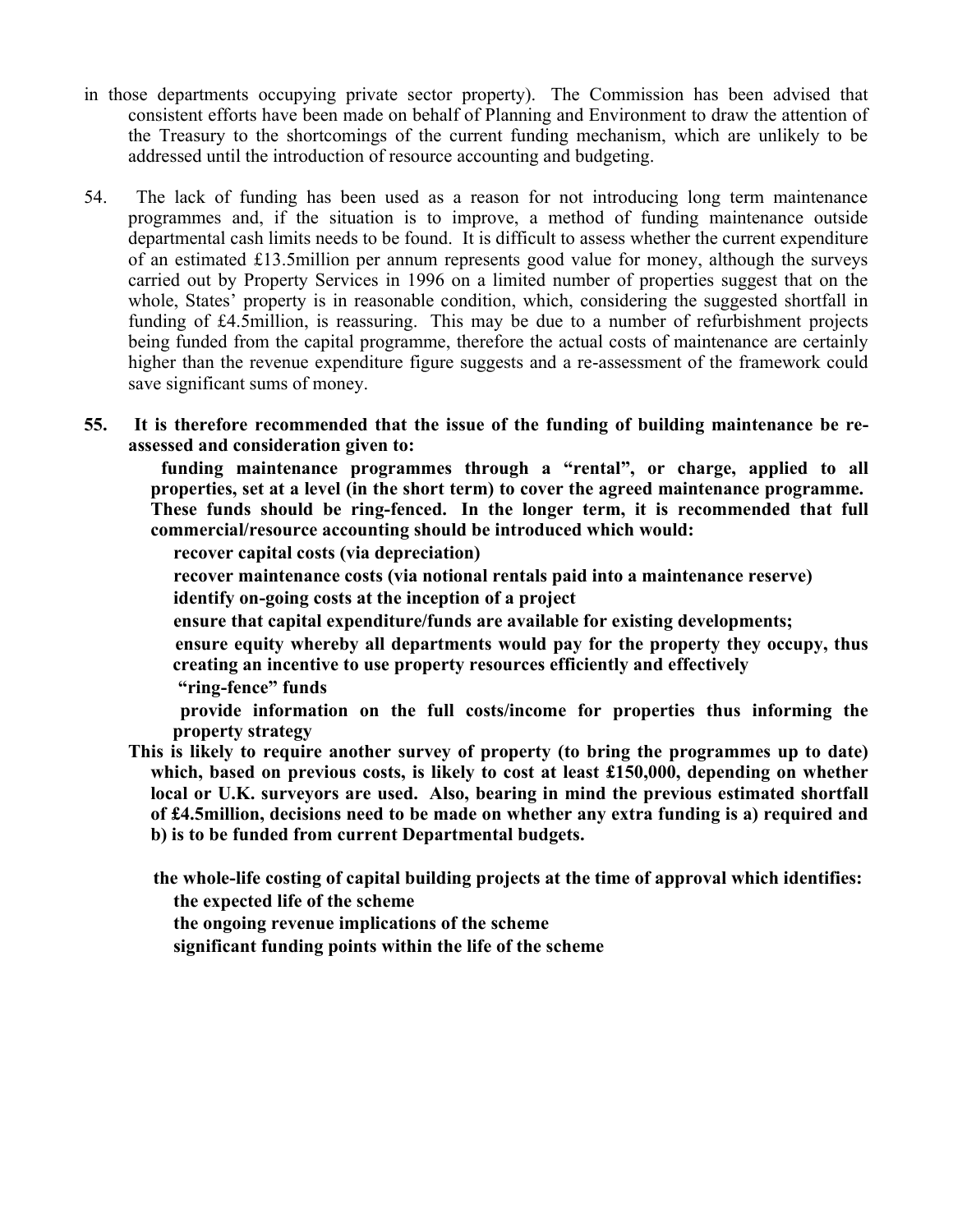in those departments occupying private sector property). The Commission has been advised that consistent efforts have been made on behalf of Planning and Environment to draw the attention of the Treasury to the shortcomings of the current funding mechanism, which are unlikely to be addressed until the introduction of resource accounting and budgeting.

54. The lack of funding has been used as a reason for not introducing long term maintenance programmes and, if the situation is to improve, a method of funding maintenance outside departmental cash limits needs to be found. It is difficult to assess whether the current expenditure of an estimated £13.5million per annum represents good value for money, although the surveys carried out by Property Services in 1996 on a limited number of properties suggest that on the whole, States' property is in reasonable condition, which, considering the suggested shortfall in funding of £4.5million, is reassuring. This may be due to a number of refurbishment projects being funded from the capital programme, therefore the actual costs of maintenance are certainly higher than the revenue expenditure figure suggests and a re-assessment of the framework could save significant sums of money.

**55. It is therefore recommended that the issue of the funding of building maintenance be re-assessed and consideration given to:**

- **funding maintenance programmes through a "rental", or charge, applied to all properties, set at a level (in the short term) to cover the agreed maintenance programme. These funds should be ring-fenced. In the longer term, it is recommended that full commercial/resource accounting should be introduced which would:**
  - **recover capital costs (via depreciation)**
  - **recover maintenance costs (via notional rentals paid into a maintenance reserve)**
  - **identify on-going costs at the inception of a project**
  - **ensure that capital expenditure/funds are available for existing developments;**
  - **ensure equity whereby all departments would pay for the property they occupy, thus creating an incentive to use property resources efficiently and effectively**
  - **"ring-fence" funds**
  - **provide information on the full costs/income for properties thus informing the property strategy**

**This is likely to require another survey of property (to bring the programmes up to date) which, based on previous costs, is likely to cost at least £150,000, depending on whether local or U.K. surveyors are used. Also, bearing in mind the previous estimated shortfall of £4.5million, decisions need to be made on whether any extra funding is a) required and b) is to be funded from current Departmental budgets.**

- **the whole-life costing of capital building projects at the time of approval which identifies:**
  - **the expected life of the scheme**
  - **the ongoing revenue implications of the scheme**
  - **significant funding points within the life of the scheme**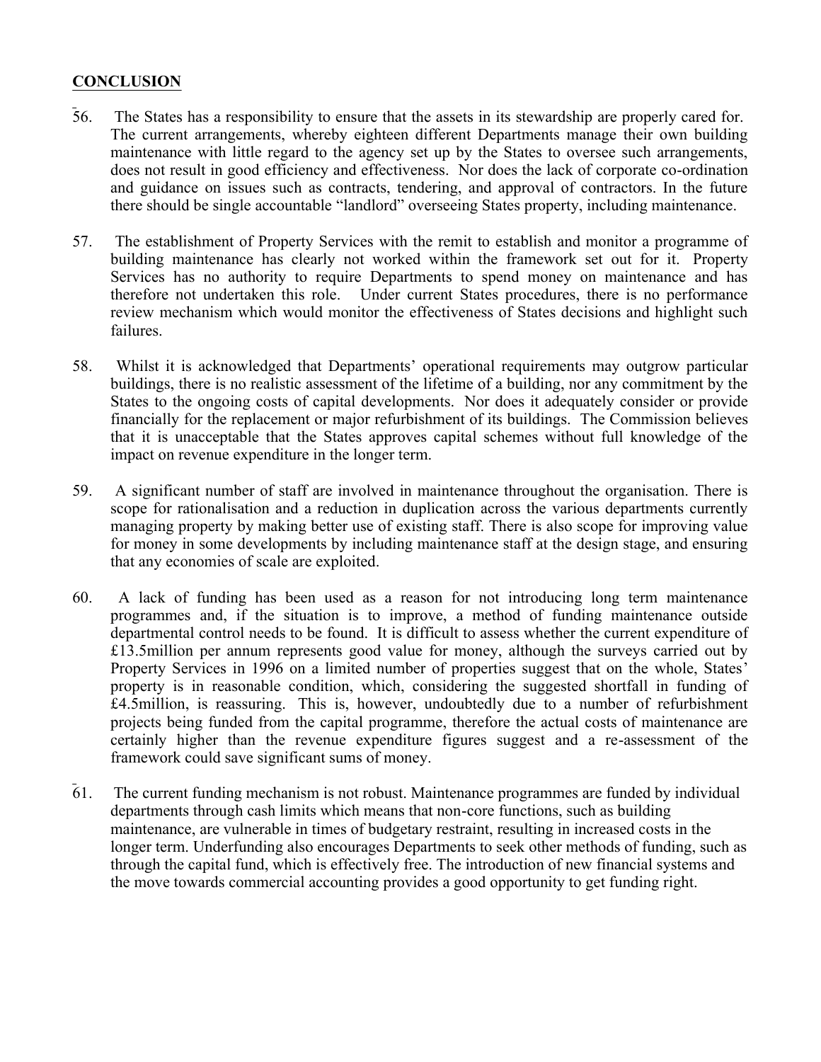## CONCLUSION

56. The States has a responsibility to ensure that the assets in its stewardship are properly cared for. The current arrangements, whereby eighteen different Departments manage their own building maintenance with little regard to the agency set up by the States to oversee such arrangements, does not result in good efficiency and effectiveness. Nor does the lack of corporate co-ordination and guidance on issues such as contracts, tendering, and approval of contractors. In the future there should be single accountable "landlord" overseeing States property, including maintenance.

57. The establishment of Property Services with the remit to establish and monitor a programme of building maintenance has clearly not worked within the framework set out for it. Property Services has no authority to require Departments to spend money on maintenance and has therefore not undertaken this role. Under current States procedures, there is no performance review mechanism which would monitor the effectiveness of States decisions and highlight such failures.

58. Whilst it is acknowledged that Departments' operational requirements may outgrow particular buildings, there is no realistic assessment of the lifetime of a building, nor any commitment by the States to the ongoing costs of capital developments. Nor does it adequately consider or provide financially for the replacement or major refurbishment of its buildings. The Commission believes that it is unacceptable that the States approves capital schemes without full knowledge of the impact on revenue expenditure in the longer term.

59. A significant number of staff are involved in maintenance throughout the organisation. There is scope for rationalisation and a reduction in duplication across the various departments currently managing property by making better use of existing staff. There is also scope for improving value for money in some developments by including maintenance staff at the design stage, and ensuring that any economies of scale are exploited.

60. A lack of funding has been used as a reason for not introducing long term maintenance programmes and, if the situation is to improve, a method of funding maintenance outside departmental control needs to be found. It is difficult to assess whether the current expenditure of £13.5million per annum represents good value for money, although the surveys carried out by Property Services in 1996 on a limited number of properties suggest that on the whole, States' property is in reasonable condition, which, considering the suggested shortfall in funding of £4.5million, is reassuring. This is, however, undoubtedly due to a number of refurbishment projects being funded from the capital programme, therefore the actual costs of maintenance are certainly higher than the revenue expenditure figures suggest and a re-assessment of the framework could save significant sums of money.

61. The current funding mechanism is not robust. Maintenance programmes are funded by individual departments through cash limits which means that non-core functions, such as building maintenance, are vulnerable in times of budgetary restraint, resulting in increased costs in the longer term. Underfunding also encourages Departments to seek other methods of funding, such as through the capital fund, which is effectively free. The introduction of new financial systems and the move towards commercial accounting provides a good opportunity to get funding right.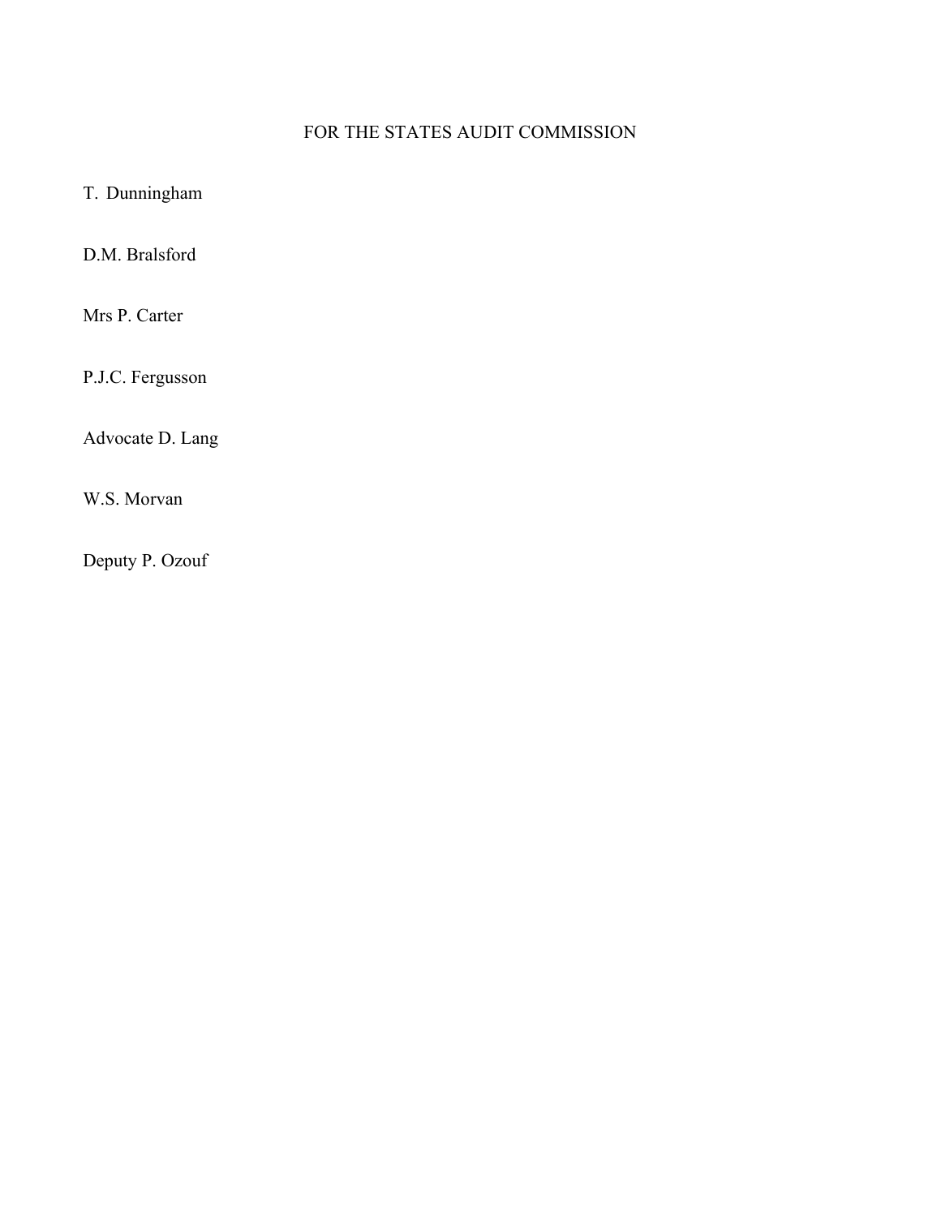FOR THE STATES AUDIT COMMISSION

T. Dunningham

D.M. Bralsford

Mrs P. Carter

P.J.C. Fergusson

Advocate D. Lang

W.S. Morvan

Deputy P. Ozouf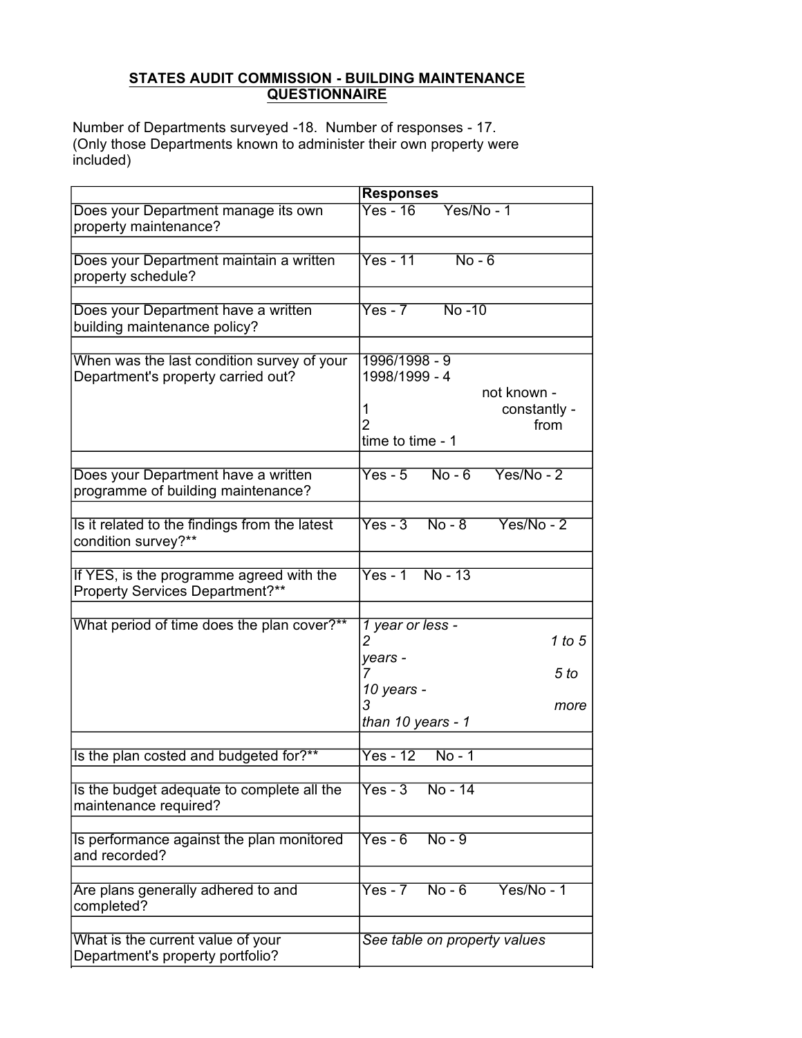**STATES AUDIT COMMISSION - BUILDING MAINTENANCE QUESTIONNAIRE**

Number of Departments surveyed -18. Number of responses - 17.
(Only those Departments known to administer their own property were included)

| | **Responses** |
|---|---|
| Does your Department manage its own property maintenance? | Yes - 16 Yes/No - 1 |
| | |
| Does your Department maintain a written property schedule? | Yes - 11 No - 6 |
| | |
| Does your Department have a written building maintenance policy? | Yes - 7 No -10 |
| | |
| When was the last condition survey of your Department's property carried out? | 1996/1998 - 9<br>1998/1999 - 4<br>not known - 1<br>constantly - 2<br>from time to time - 1 |
| | |
| Does your Department have a written programme of building maintenance? | Yes - 5 No - 6 Yes/No - 2 |
| | |
| Is it related to the findings from the latest condition survey?** | Yes - 3 No - 8 Yes/No - 2 |
| | |
| If YES, is the programme agreed with the Property Services Department?** | Yes - 1 No - 13 |
| | |
| What period of time does the plan cover?** | *1 year or less - 2*<br>*1 to 5 years - 7*<br>*5 to 10 years - 3*<br>*more than 10 years - 1* |
| | |
| Is the plan costed and budgeted for?** | Yes - 12 No - 1 |
| | |
| Is the budget adequate to complete all the maintenance required? | Yes - 3 No - 14 |
| | |
| Is performance against the plan monitored and recorded? | Yes - 6 No - 9 |
| | |
| Are plans generally adhered to and completed? | Yes - 7 No - 6 Yes/No - 1 |
| | |
| What is the current value of your Department's property portfolio? | *See table on property values* |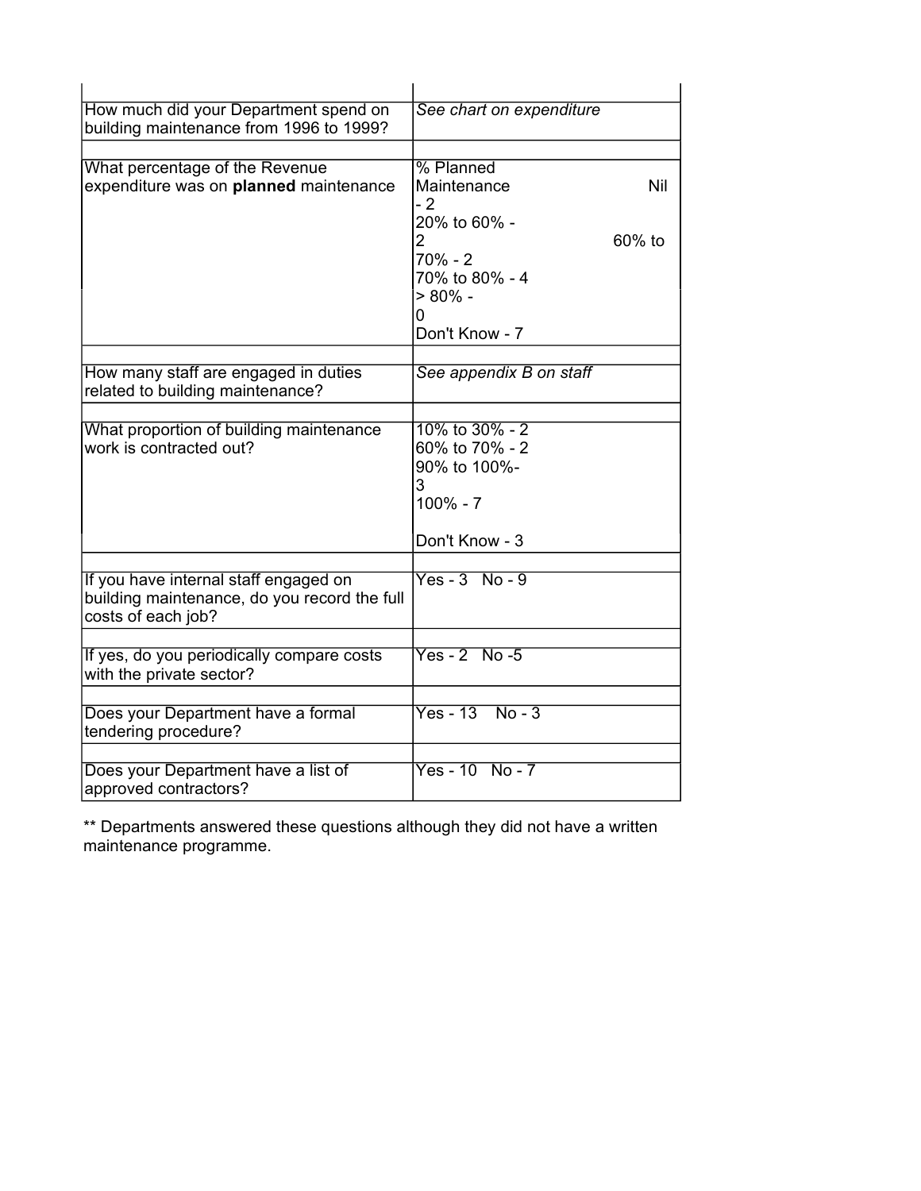| | |
|---|---|
| How much did your Department spend on building maintenance from 1996 to 1999? | *See chart on expenditure* |
| | |
| What percentage of the Revenue expenditure was on **planned** maintenance | % Planned Maintenance Nil - 2<br>20% to 60% - 2<br>60% to 70% - 2<br>70% to 80% - 4<br>> 80% - 0<br>Don't Know - 7 |
| | |
| How many staff are engaged in duties related to building maintenance? | *See appendix B on staff* |
| | |
| What proportion of building maintenance work is contracted out? | 10% to 30% - 2<br>60% to 70% - 2<br>90% to 100%- 3<br>100% - 7<br><br>Don't Know - 3 |
| | |
| If you have internal staff engaged on building maintenance, do you record the full costs of each job? | Yes - 3 No - 9 |
| | |
| If yes, do you periodically compare costs with the private sector? | Yes - 2 No -5 |
| | |
| Does your Department have a formal tendering procedure? | Yes - 13 No - 3 |
| | |
| Does your Department have a list of approved contractors? | Yes - 10 No - 7 |

** Departments answered these questions although they did not have a written maintenance programme.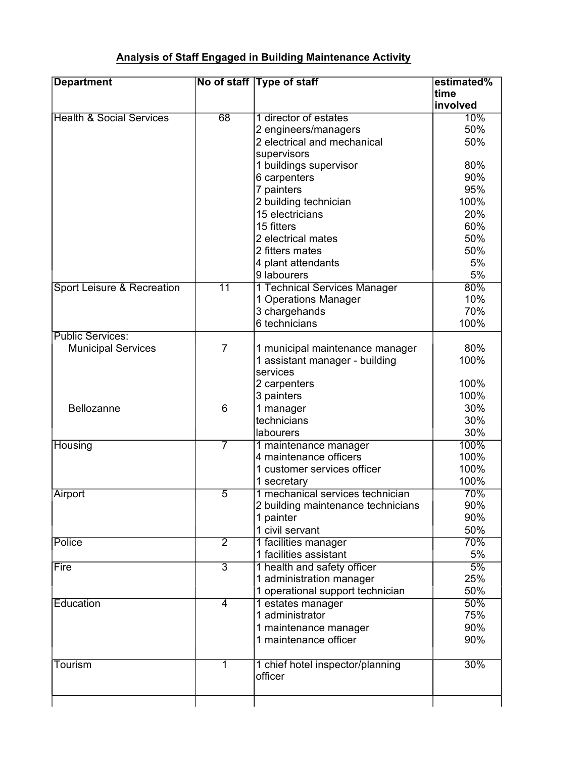## Analysis of Staff Engaged in Building Maintenance Activity

| Department | No of staff | Type of staff | estimated% time involved |
|---|---|---|---|
| Health & Social Services | 68 | 1 director of estates | 10% |
| | | 2 engineers/managers | 50% |
| | | 2 electrical and mechanical supervisors | 50% |
| | | 1 buildings supervisor | 80% |
| | | 6 carpenters | 90% |
| | | 7 painters | 95% |
| | | 2 building technician | 100% |
| | | 15 electricians | 20% |
| | | 15 fitters | 60% |
| | | 2 electrical mates | 50% |
| | | 2 fitters mates | 50% |
| | | 4 plant attendants | 5% |
| | | 9 labourers | 5% |
| Sport Leisure & Recreation | 11 | 1 Technical Services Manager | 80% |
| | | 1 Operations Manager | 10% |
| | | 3 chargehands | 70% |
| | | 6 technicians | 100% |
| Public Services: | | | |
| Municipal Services | 7 | 1 municipal maintenance manager | 80% |
| | | 1 assistant manager - building services | 100% |
| | | 2 carpenters | 100% |
| | | 3 painters | 100% |
| Bellozanne | 6 | 1 manager | 30% |
| | | technicians | 30% |
| | | labourers | 30% |
| Housing | 7 | 1 maintenance manager | 100% |
| | | 4 maintenance officers | 100% |
| | | 1 customer services officer | 100% |
| | | 1 secretary | 100% |
| Airport | 5 | 1 mechanical services technician | 70% |
| | | 2 building maintenance technicians | 90% |
| | | 1 painter | 90% |
| | | 1 civil servant | 50% |
| Police | 2 | 1 facilities manager | 70% |
| | | 1 facilities assistant | 5% |
| Fire | 3 | 1 health and safety officer | 5% |
| | | 1 administration manager | 25% |
| | | 1 operational support technician | 50% |
| Education | 4 | 1 estates manager | 50% |
| | | 1 administrator | 75% |
| | | 1 maintenance manager | 90% |
| | | 1 maintenance officer | 90% |
| Tourism | 1 | 1 chief hotel inspector/planning officer | 30% |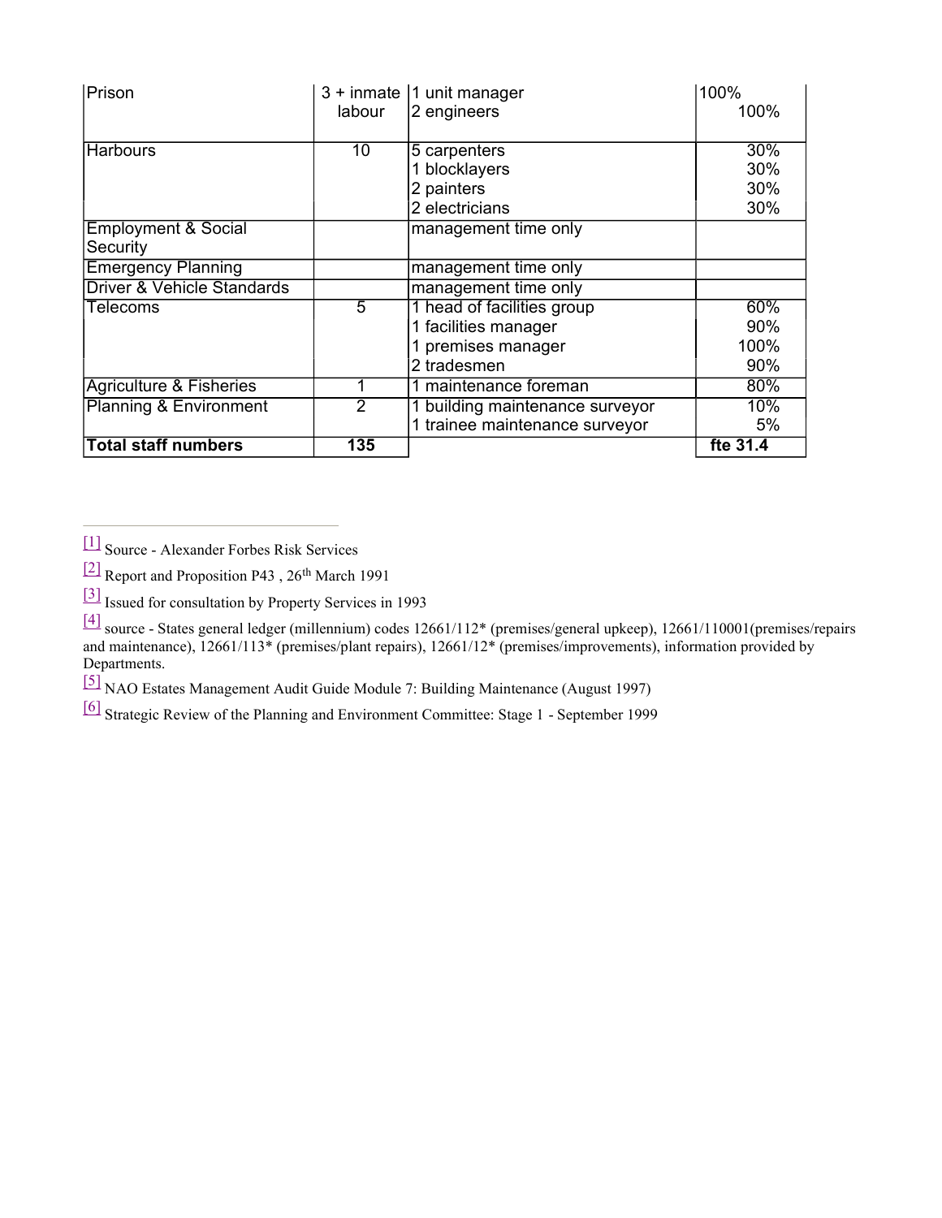| | | | |
|---|---|---|---|
| Prison | 3 + inmate labour | 1 unit manager<br>2 engineers | 100%<br>100% |
| Harbours | 10 | 5 carpenters<br>1 blocklayers<br>2 painters<br>2 electricians | 30%<br>30%<br>30%<br>30% |
| Employment & Social Security | | management time only | |
| Emergency Planning | | management time only | |
| Driver & Vehicle Standards | | management time only | |
| Telecoms | 5 | 1 head of facilities group<br>1 facilities manager<br>1 premises manager<br>2 tradesmen | 60%<br>90%<br>100%<br>90% |
| Agriculture & Fisheries | 1 | 1 maintenance foreman | 80% |
| Planning & Environment | 2 | 1 building maintenance surveyor<br>1 trainee maintenance surveyor | 10%<br>5% |
| **Total staff numbers** | **135** | | **fte 31.4** |

---

[1] Source - Alexander Forbes Risk Services

[2] Report and Proposition P43 , 26th March 1991

[3] Issued for consultation by Property Services in 1993

[4] source - States general ledger (millennium) codes 12661/112* (premises/general upkeep), 12661/110001(premises/repairs and maintenance), 12661/113* (premises/plant repairs), 12661/12* (premises/improvements), information provided by Departments.

[5] NAO Estates Management Audit Guide Module 7: Building Maintenance (August 1997)

[6] Strategic Review of the Planning and Environment Committee: Stage 1 - September 1999